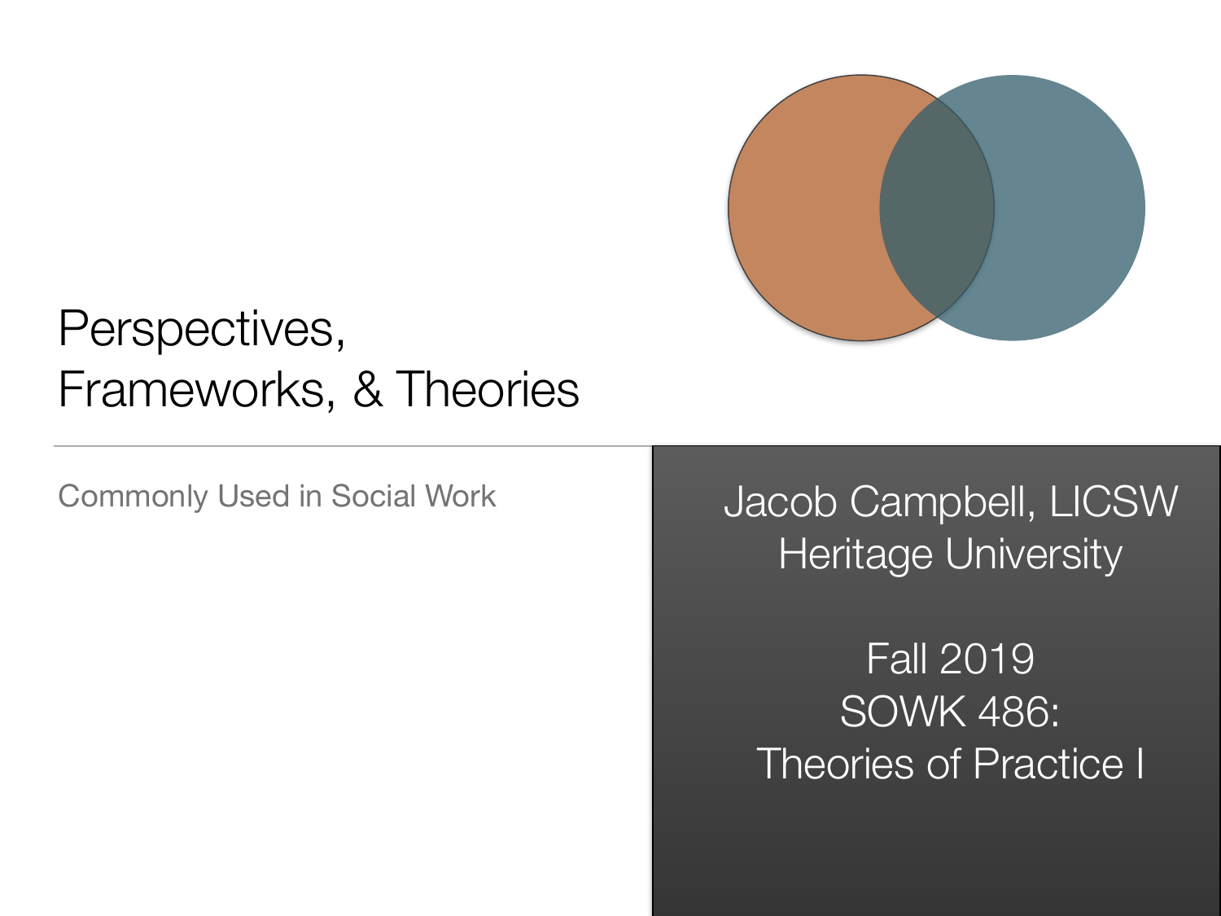# Perspectives, Frameworks, & Theories

Commonly Used in Social Work

Jacob Campbell, LICSW
Heritage University

Fall 2019
SOWK 486:
Theories of Practice I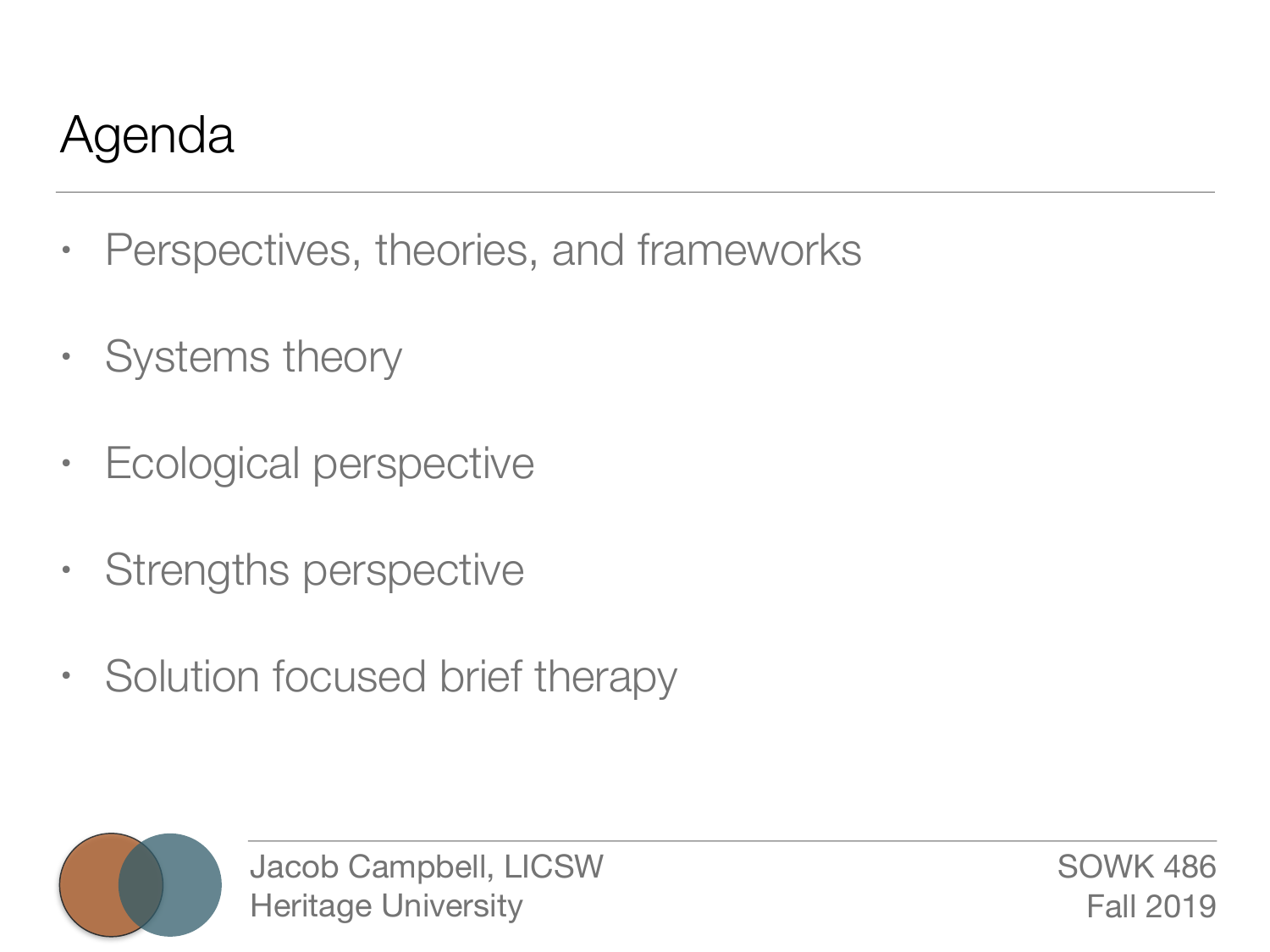# Agenda

- Perspectives, theories, and frameworks
- Systems theory
- Ecological perspective
- Strengths perspective
- Solution focused brief therapy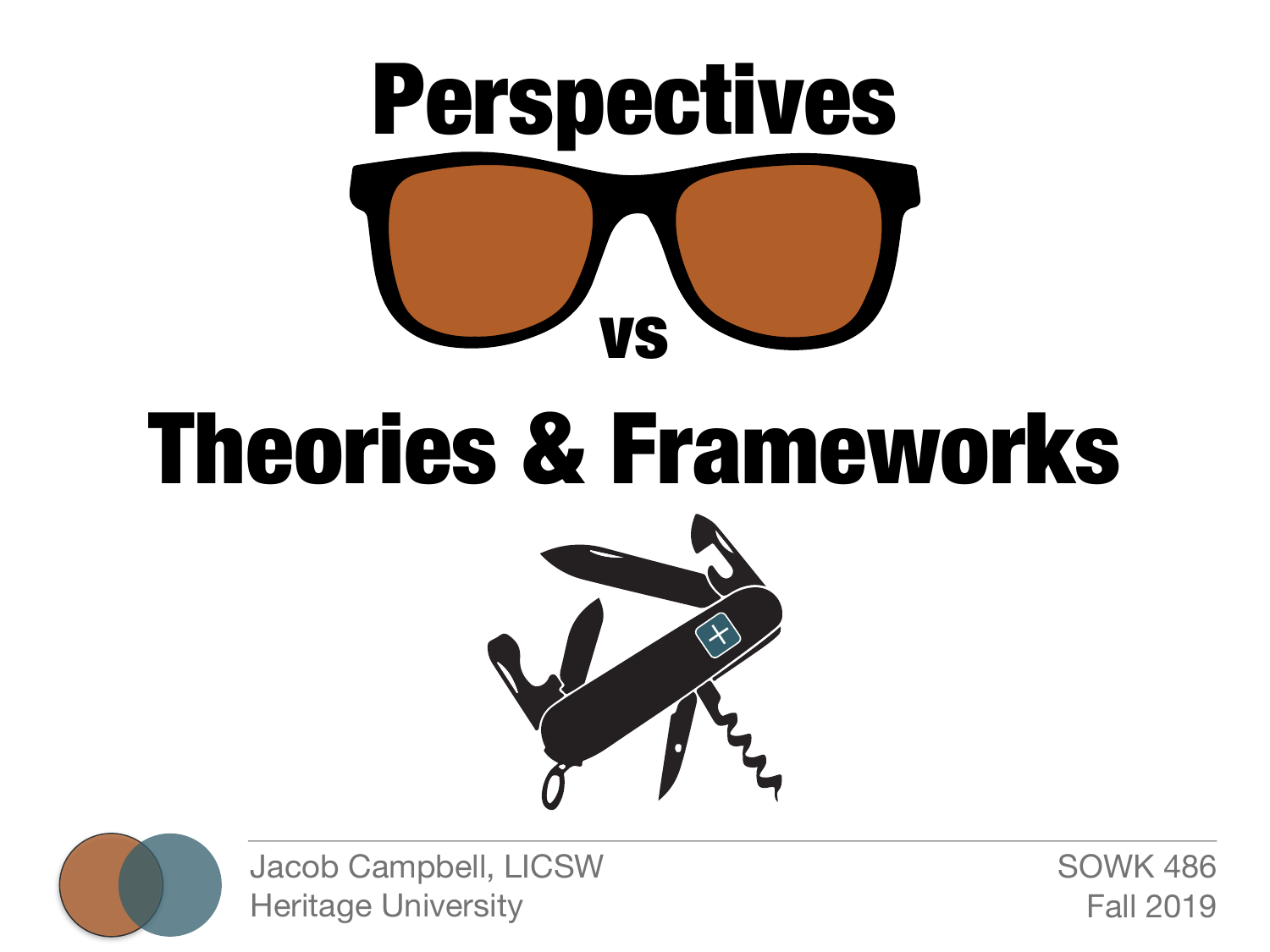# Perspectives

vs

# Theories & Frameworks

Jacob Campbell, LICSW
Heritage University

SOWK 486
Fall 2019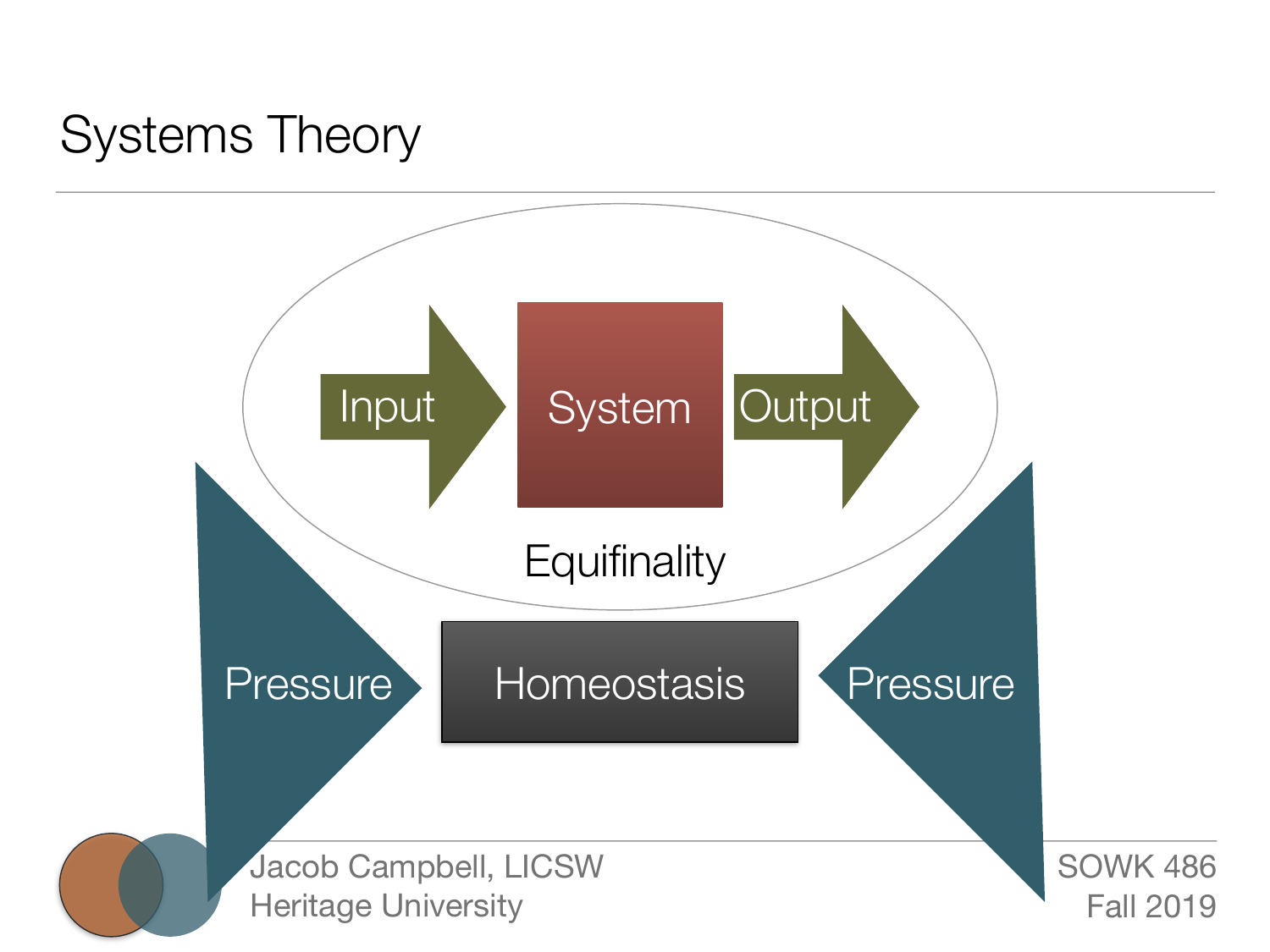# Systems Theory

Input

System

Output

Equifinality

Pressure

Homeostasis

Pressure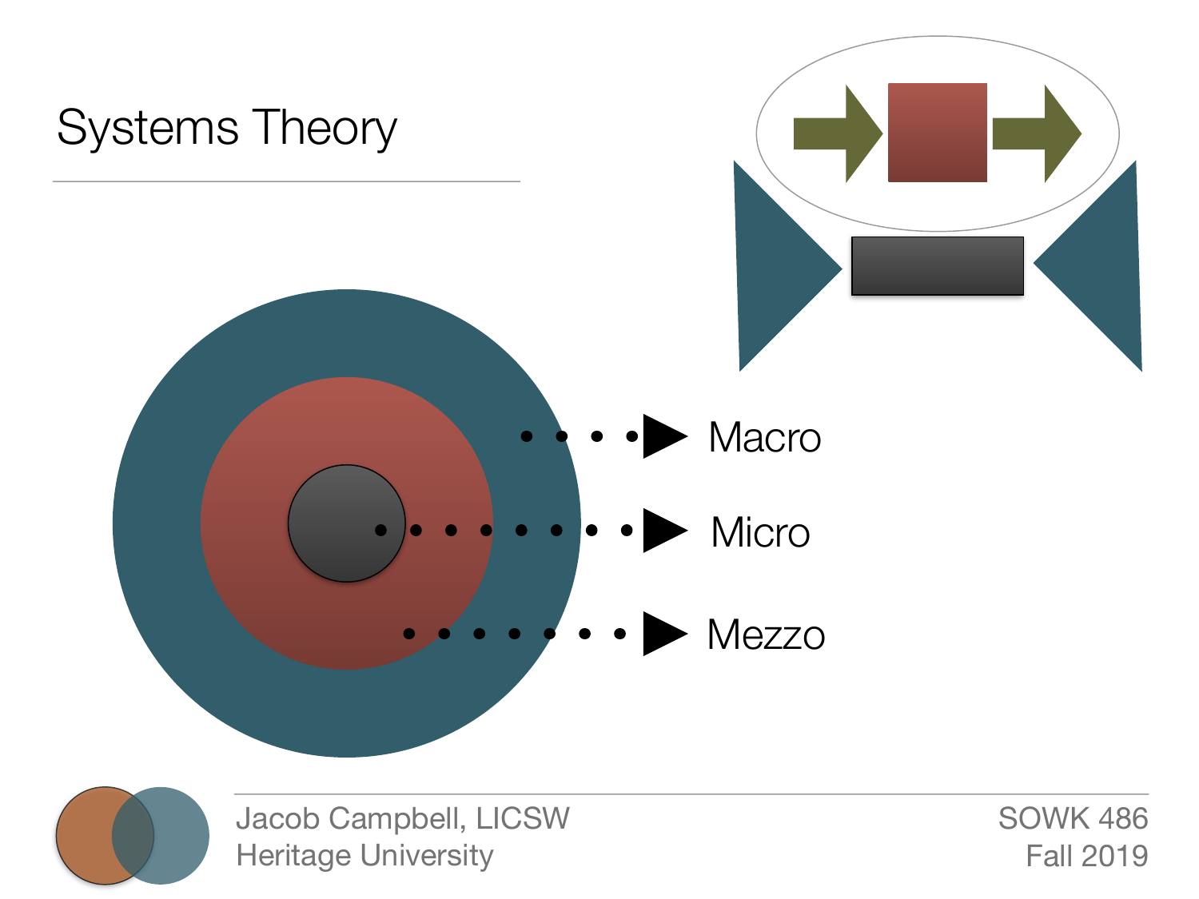# Systems Theory

Macro

Micro

Mezzo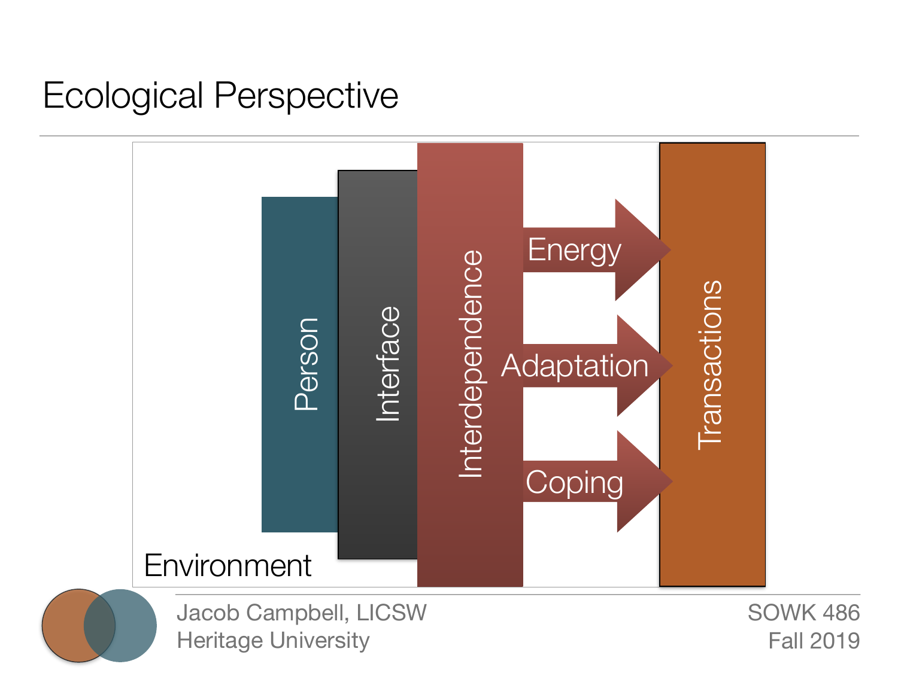# Ecological Perspective

Environment

Person

Interface

Interdependence

Energy

Adaptation

Coping

Transactions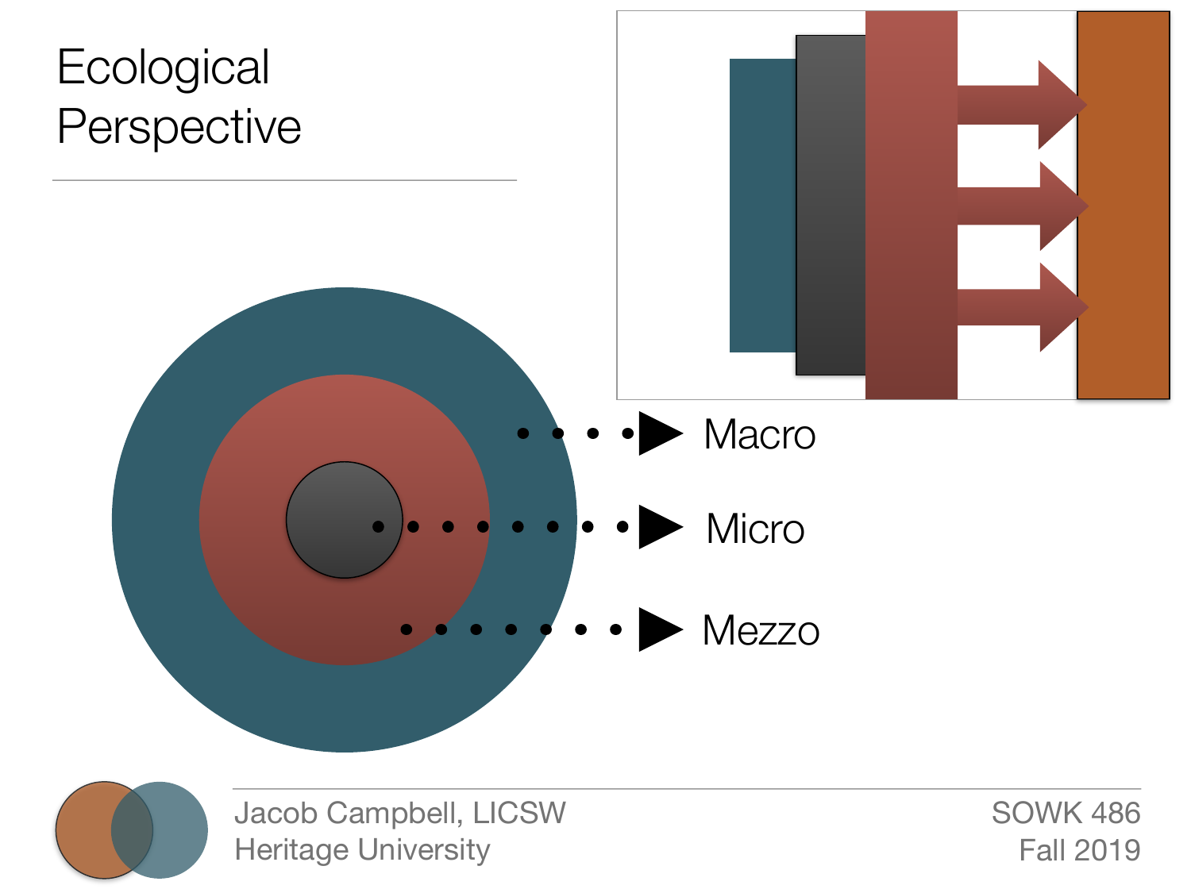# Ecological Perspective

Macro

Micro

Mezzo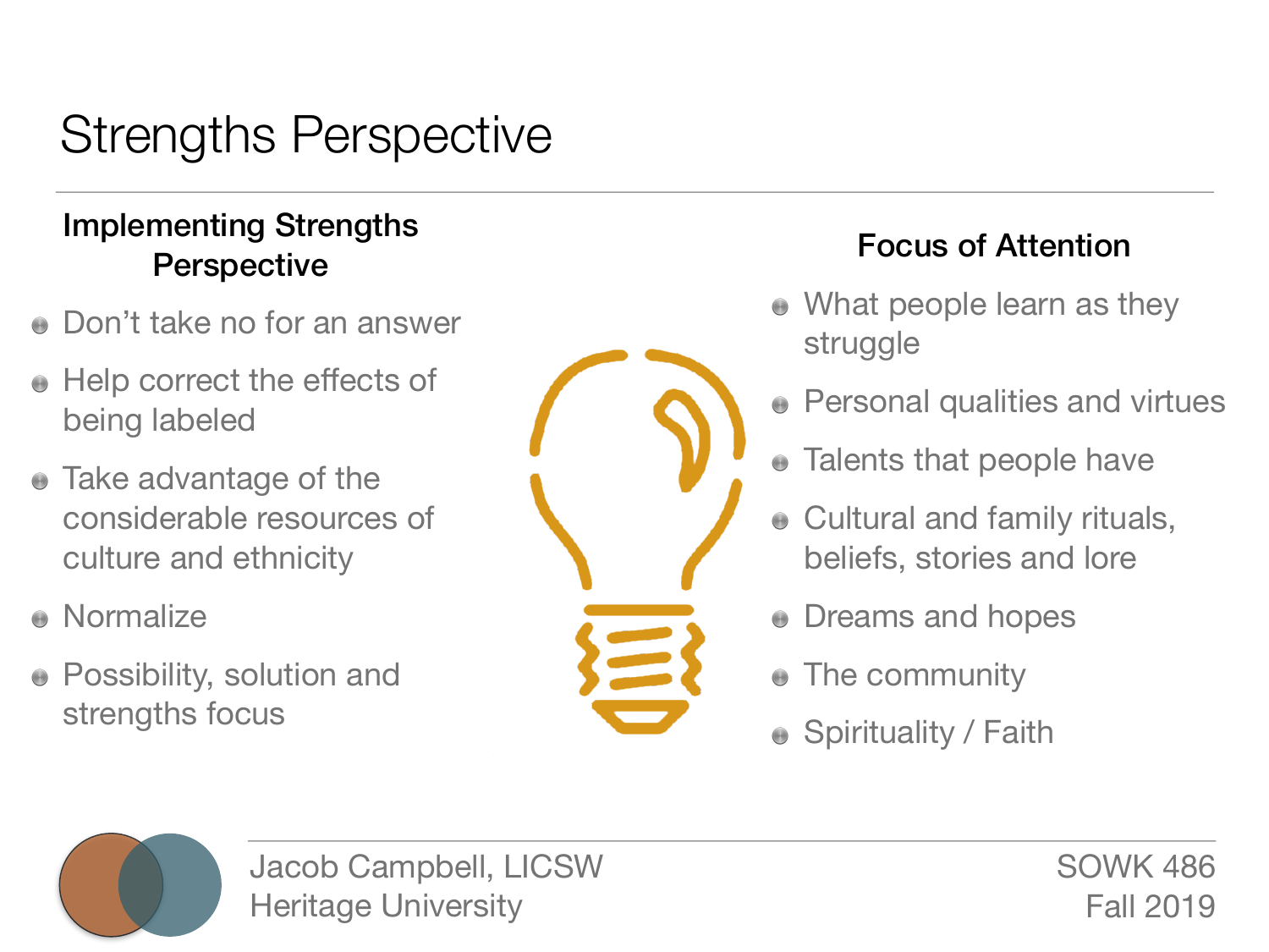# Strengths Perspective

### Implementing Strengths Perspective

- Don't take no for an answer
- Help correct the effects of being labeled
- Take advantage of the considerable resources of culture and ethnicity
- Normalize
- Possibility, solution and strengths focus

### Focus of Attention

- What people learn as they struggle
- Personal qualities and virtues
- Talents that people have
- Cultural and family rituals, beliefs, stories and lore
- Dreams and hopes
- The community
- Spirituality / Faith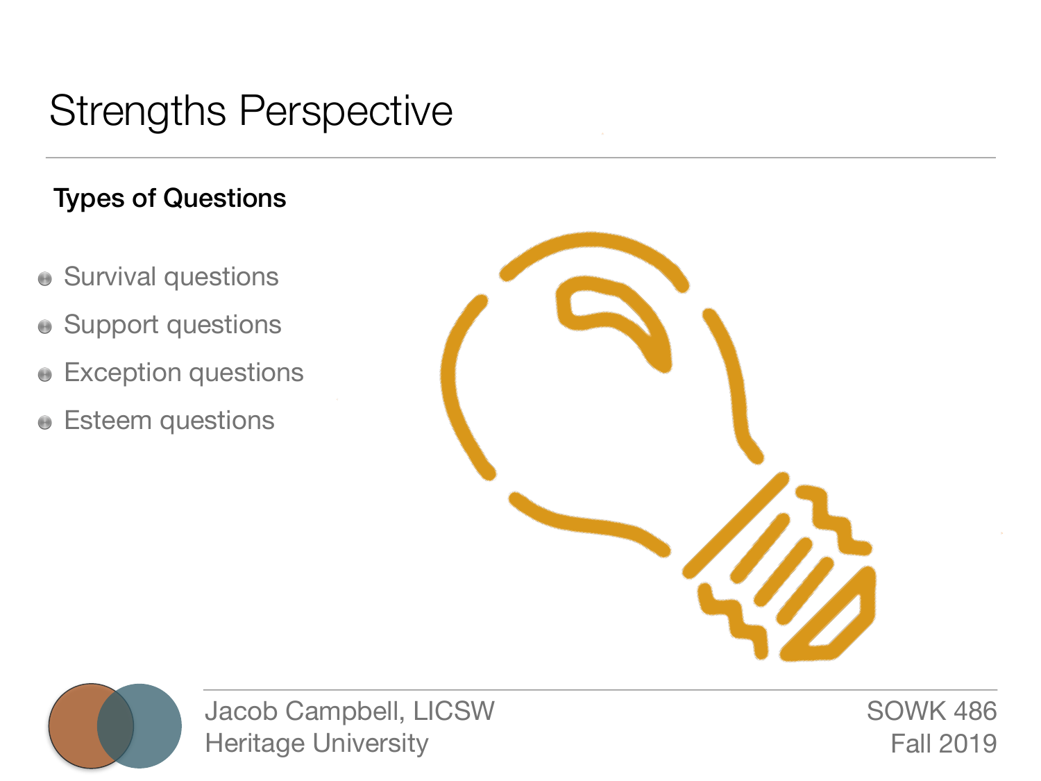# Strengths Perspective

**Types of Questions**

- Survival questions
- Support questions
- Exception questions
- Esteem questions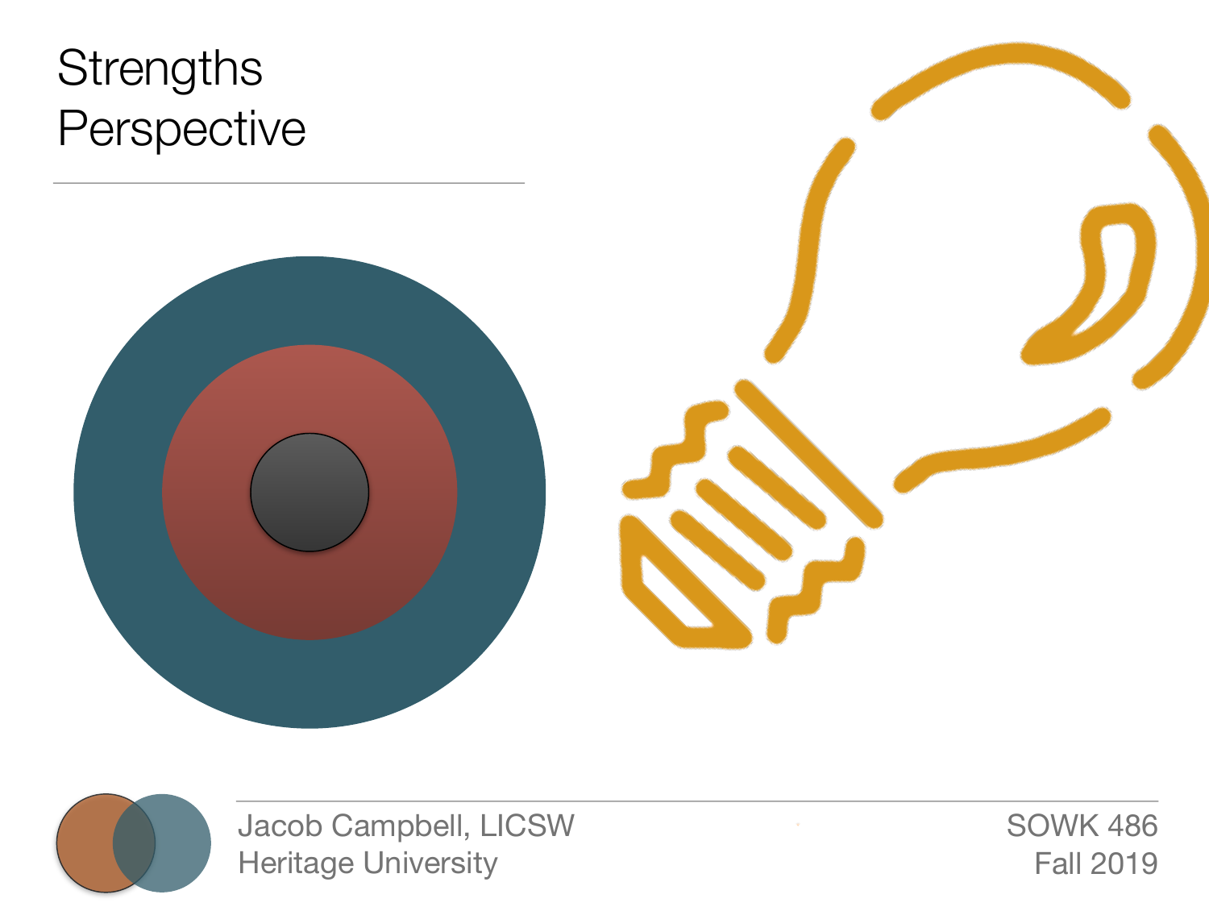# Strengths Perspective

Jacob Campbell, LICSW
Heritage University

SOWK 486
Fall 2019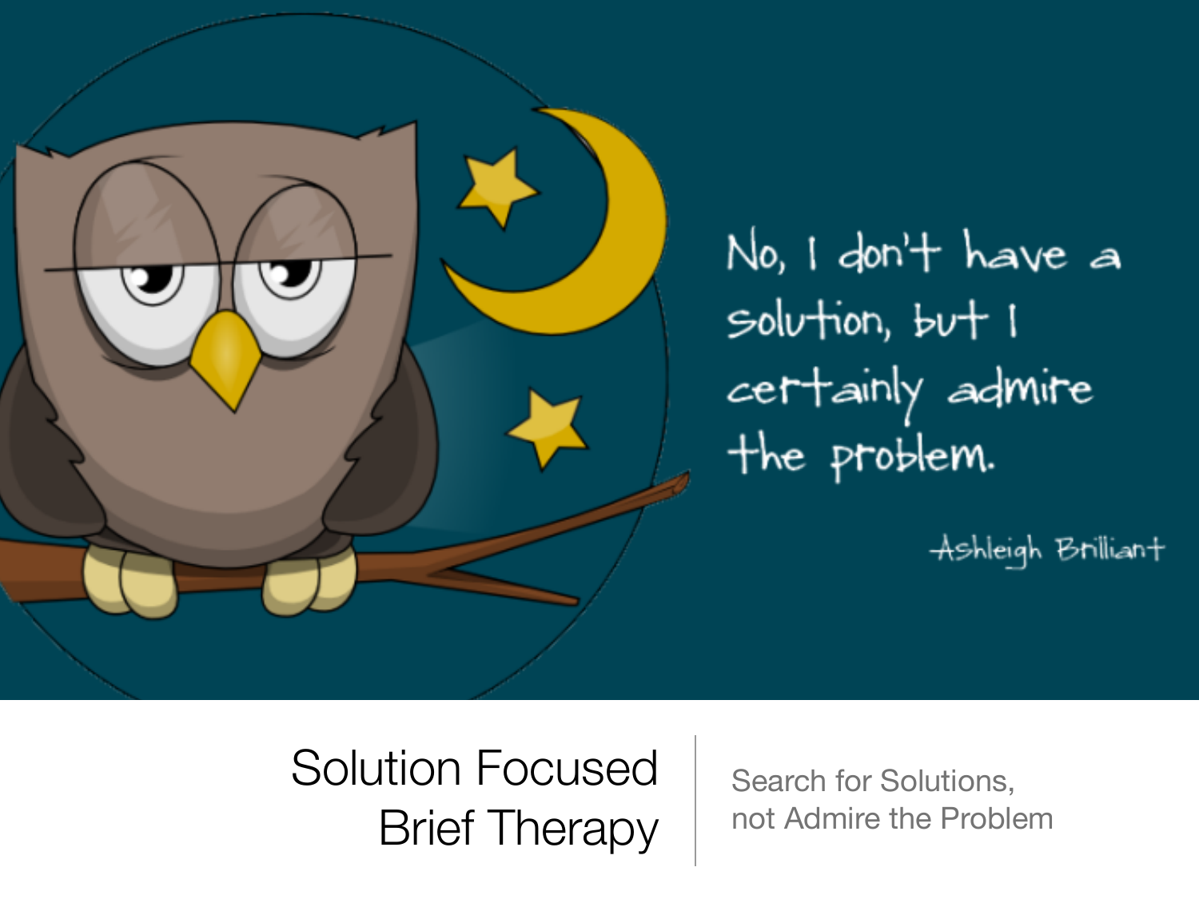No, I don't have a solution, but I certainly admire the problem.

Ashleigh Brilliant

# Solution Focused Brief Therapy

Search for Solutions, not Admire the Problem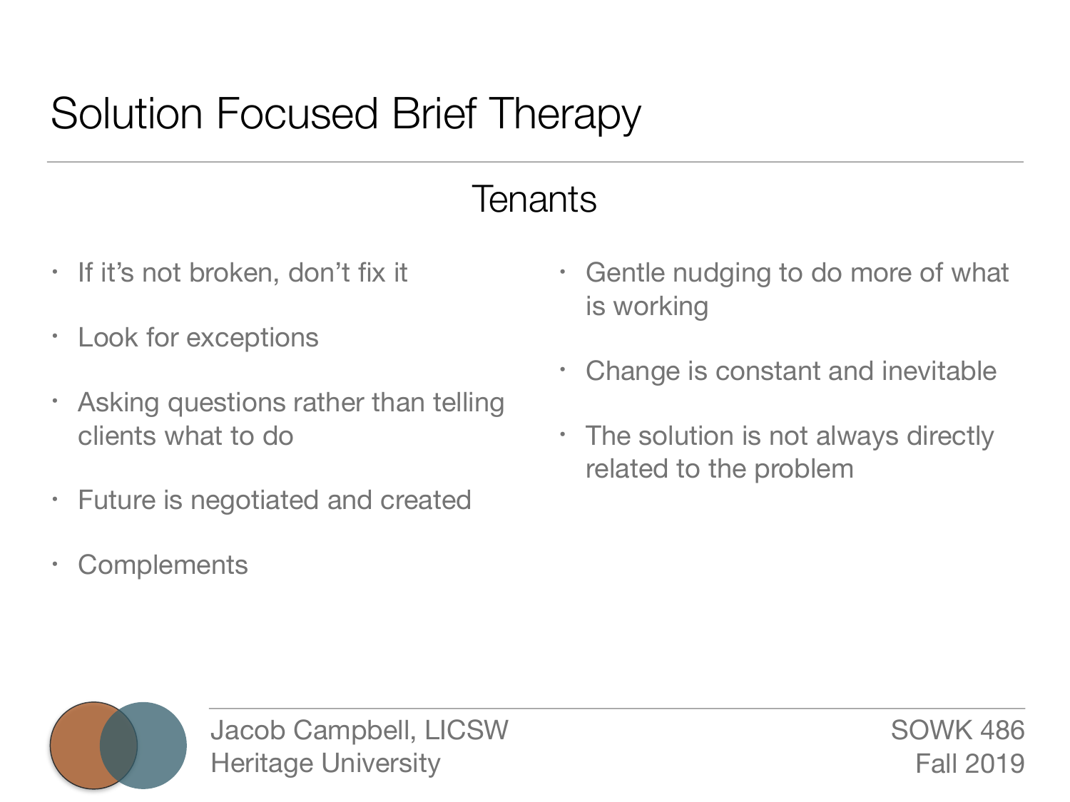# Solution Focused Brief Therapy

## Tenants

- If it's not broken, don't fix it
- Look for exceptions
- Asking questions rather than telling clients what to do
- Future is negotiated and created
- Complements
- Gentle nudging to do more of what is working
- Change is constant and inevitable
- The solution is not always directly related to the problem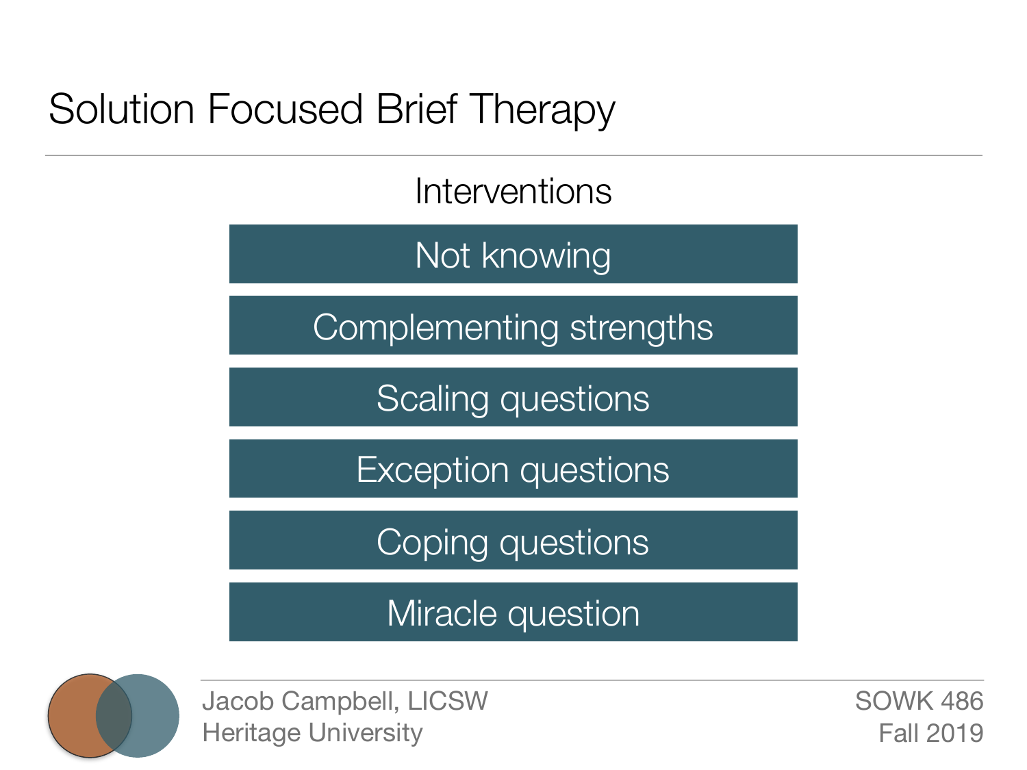# Solution Focused Brief Therapy

## Interventions

- Not knowing
- Complementing strengths
- Scaling questions
- Exception questions
- Coping questions
- Miracle question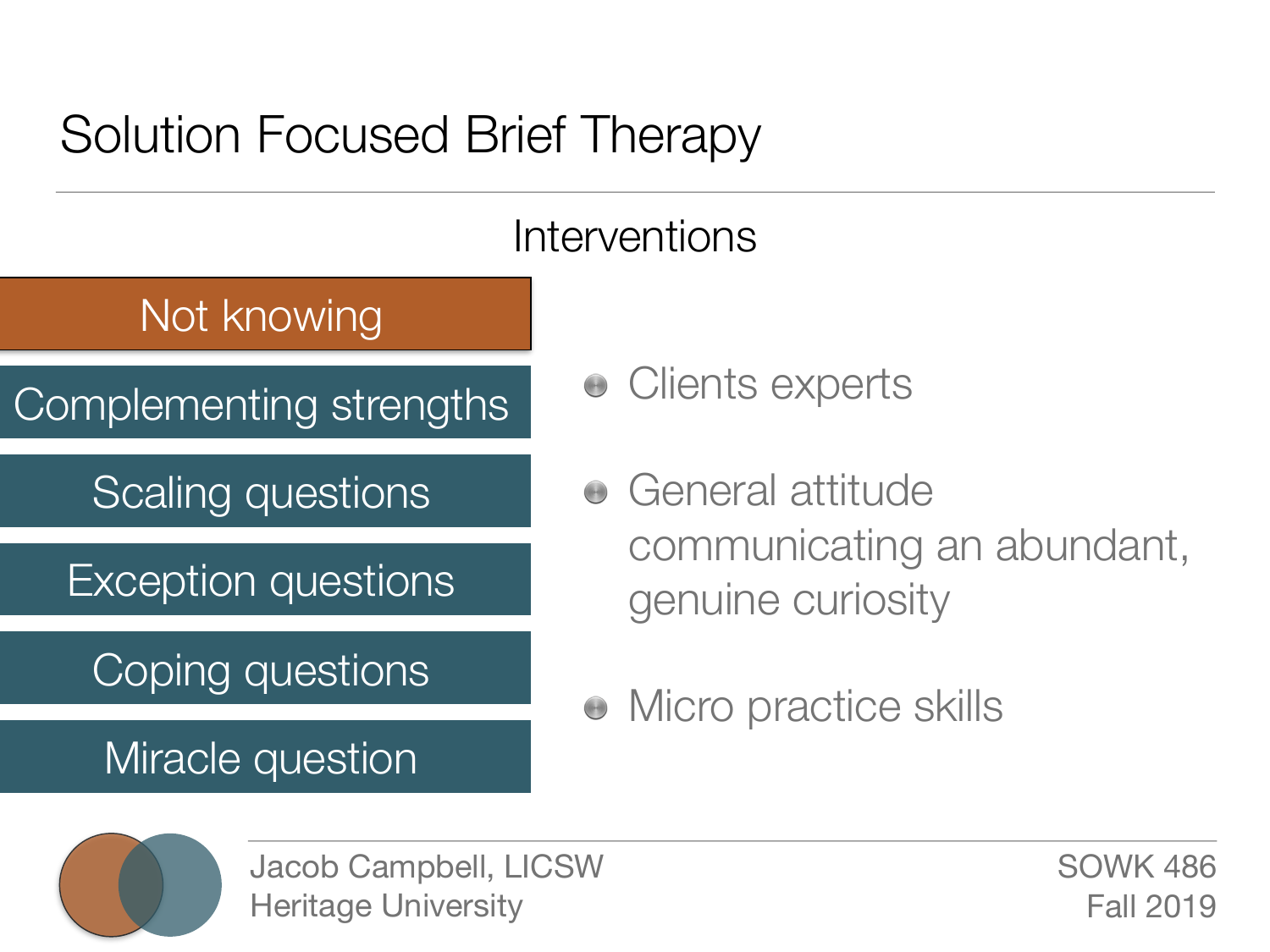# Solution Focused Brief Therapy

## Interventions

- **Not knowing**
- Complementing strengths
- Scaling questions
- Exception questions
- Coping questions
- Miracle question

- Clients experts
- General attitude communicating an abundant, genuine curiosity
- Micro practice skills

Jacob Campbell, LICSW
Heritage University

SOWK 486
Fall 2019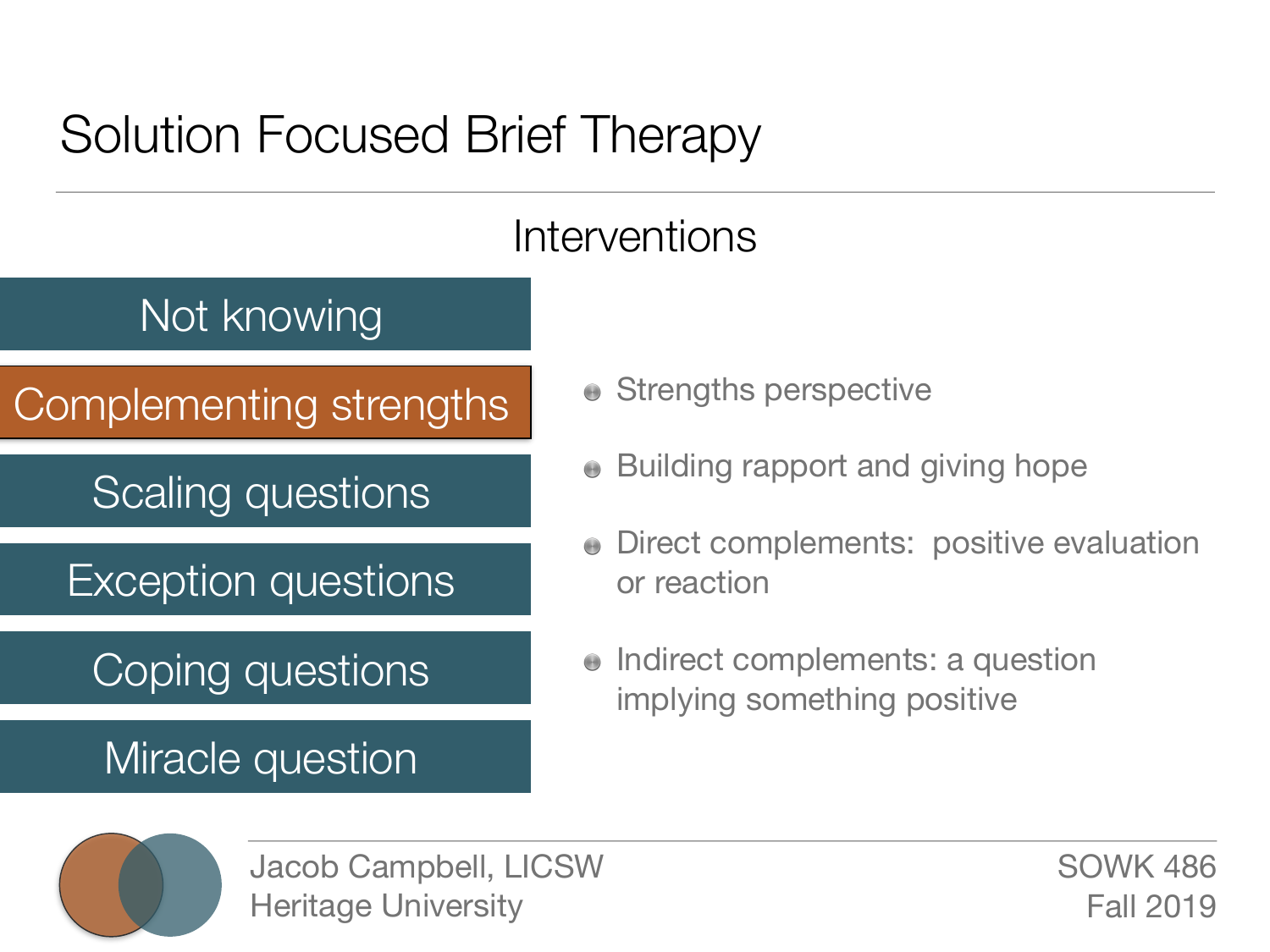# Solution Focused Brief Therapy

## Interventions

- Not knowing
- **Complementing strengths**
- Scaling questions
- Exception questions
- Coping questions
- Miracle question

- Strengths perspective
- Building rapport and giving hope
- Direct complements: positive evaluation or reaction
- Indirect complements: a question implying something positive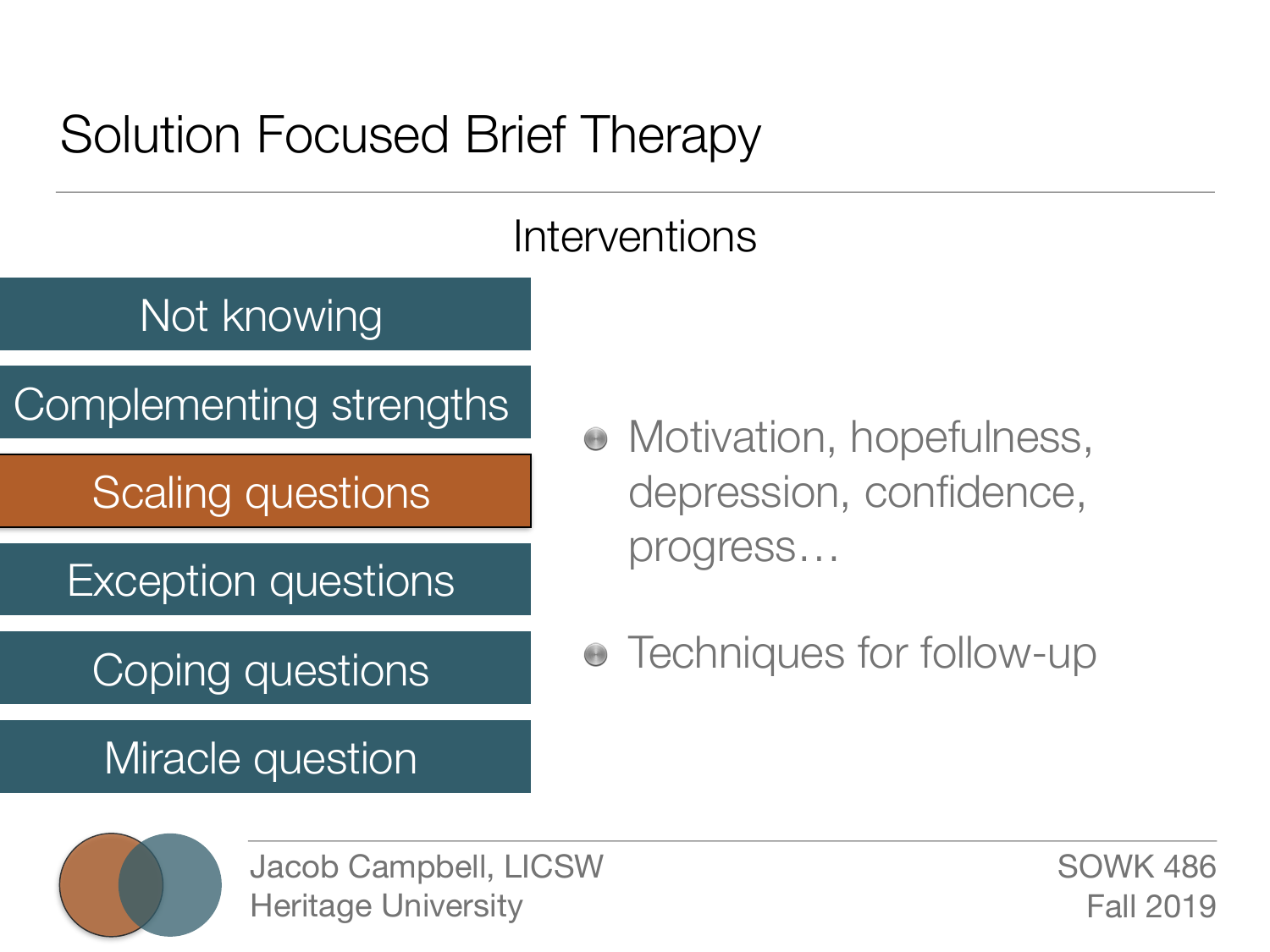# Solution Focused Brief Therapy

## Interventions

- Not knowing
- Complementing strengths
- **Scaling questions**
- Exception questions
- Coping questions
- Miracle question

- Motivation, hopefulness, depression, confidence, progress…
- Techniques for follow-up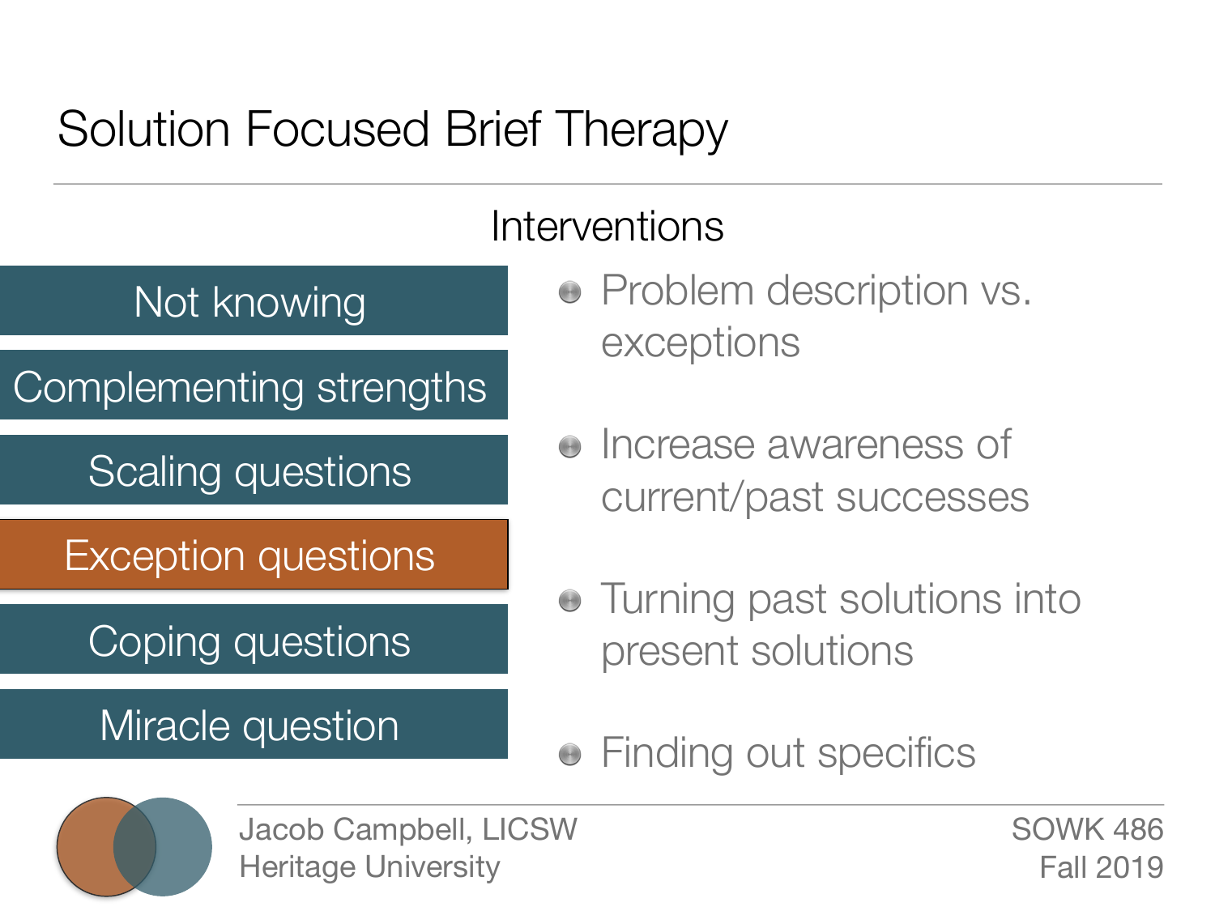# Solution Focused Brief Therapy

## Interventions

- Not knowing
- Complementing strengths
- Scaling questions
- **Exception questions**
- Coping questions
- Miracle question

- Problem description vs. exceptions
- Increase awareness of current/past successes
- Turning past solutions into present solutions
- Finding out specifics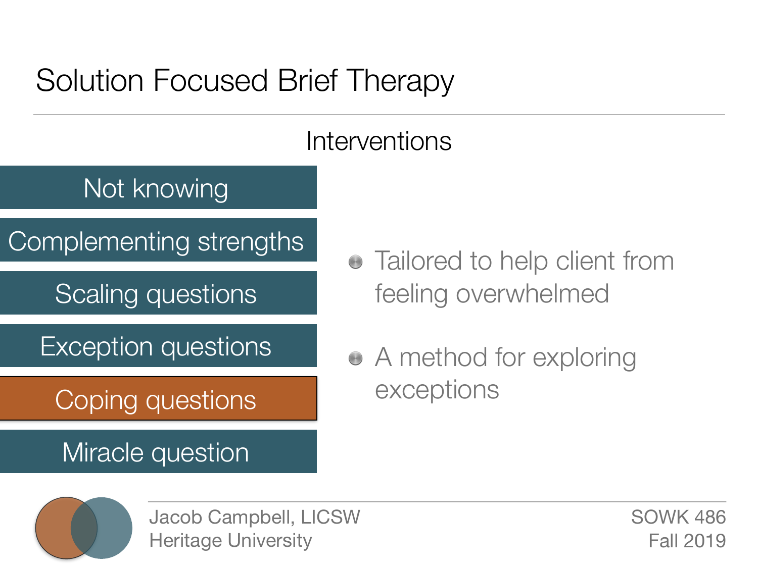# Solution Focused Brief Therapy

## Interventions

- Not knowing
- Complementing strengths
- Scaling questions
- Exception questions
- **Coping questions**
- Miracle question

- Tailored to help client from feeling overwhelmed
- A method for exploring exceptions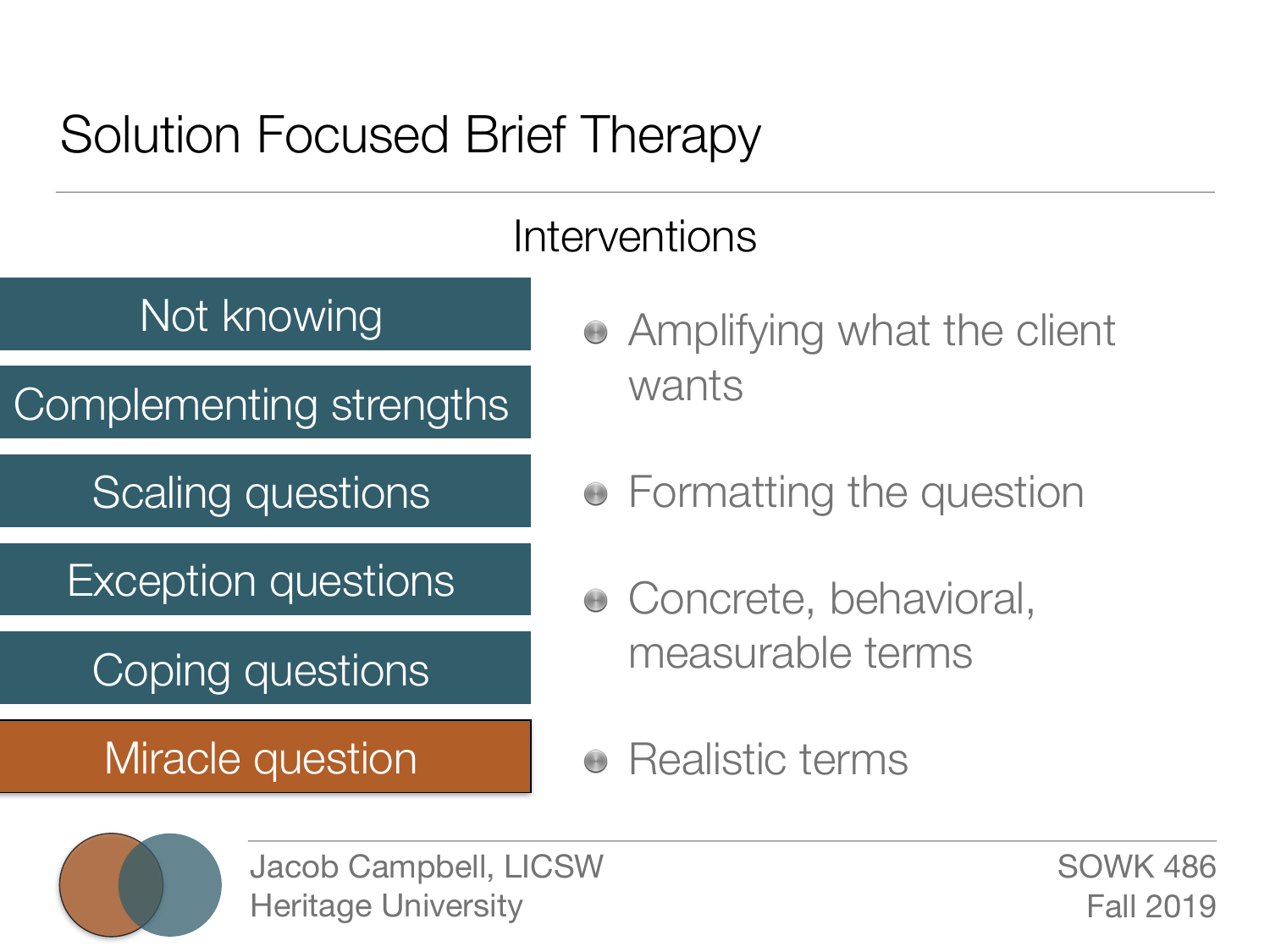# Solution Focused Brief Therapy

## Interventions

- Not knowing
- Complementing strengths
- Scaling questions
- Exception questions
- Coping questions
- **Miracle question**

- Amplifying what the client wants
- Formatting the question
- Concrete, behavioral, measurable terms
- Realistic terms